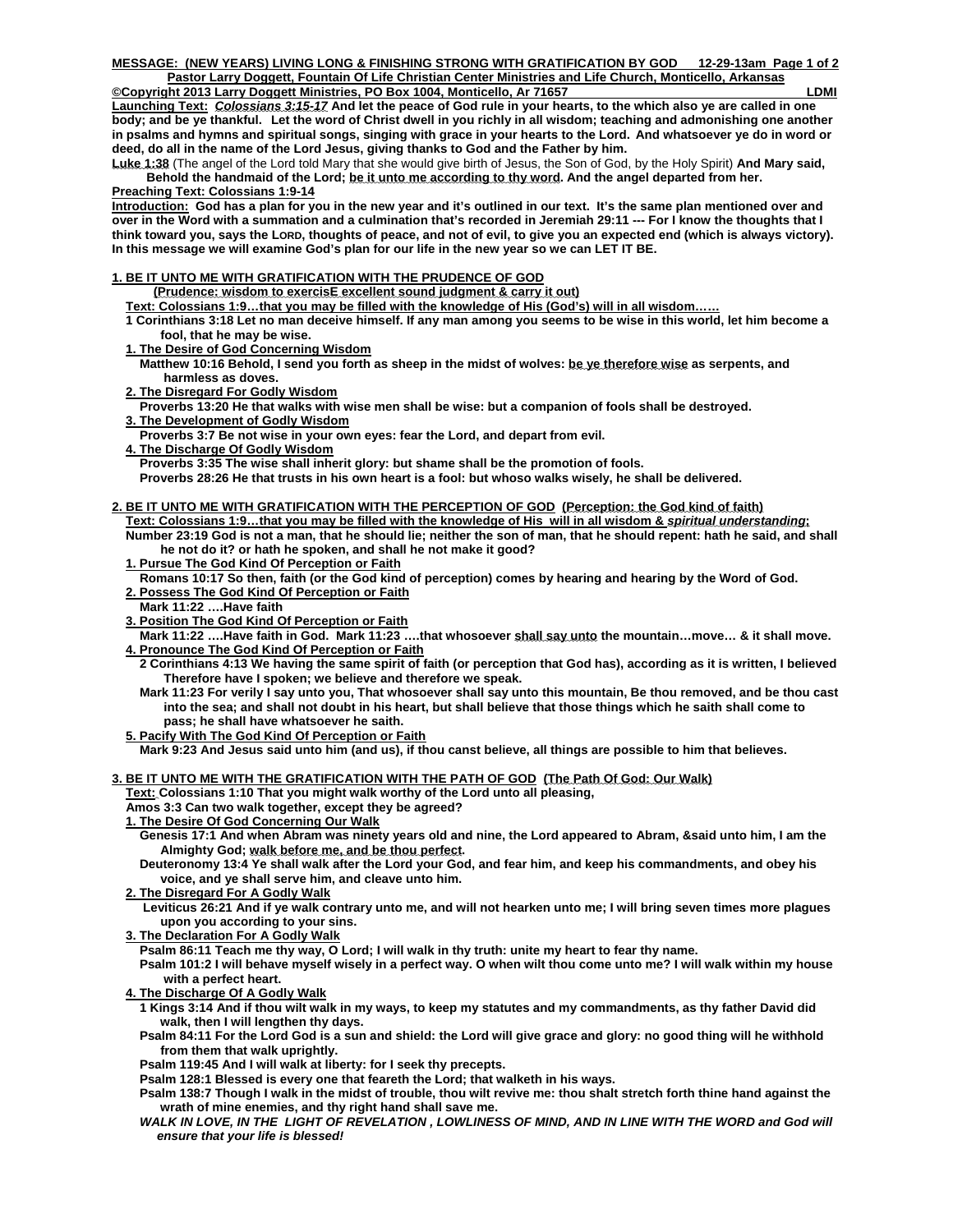**MESSAGE: (NEW YEARS) LIVING LONG & FINISHING STRONG WITH GRATIFICATION BY GOD 12-29-13am**

**Pastor Larry Doggett, Fountain Of Life Christian Center Ministries and Life Church, Monticello, Arkansas**

**©Copyright 2013 Larry Doggett Ministries, PO Box 1004, Monticello, Ar 71657 LDMI**

**Launching Text:** ***Colossians 3:15-17*** **And let the peace of God rule in your hearts, to the which also ye are called in one body; and be ye thankful. Let the word of Christ dwell in you richly in all wisdom; teaching and admonishing one another in psalms and hymns and spiritual songs, singing with grace in your hearts to the Lord. And whatsoever ye do in word or deed, do all in the name of the Lord Jesus, giving thanks to God and the Father by him.**

**Luke 1:38** (The angel of the Lord told Mary that she would give birth of Jesus, the Son of God, by the Holy Spirit) **And Mary said, Behold the handmaid of the Lord; be it unto me according to thy word. And the angel departed from her.**

**Preaching Text: Colossians 1:9-14**

**Introduction: God has a plan for you in the new year and it's outlined in our text. It's the same plan mentioned over and over in the Word with a summation and a culmination that's recorded in Jeremiah 29:11 --- For I know the thoughts that I think toward you, says the LORD, thoughts of peace, and not of evil, to give you an expected end (which is always victory). In this message we will examine God's plan for our life in the new year so we can LET IT BE.**

## 1. BE IT UNTO ME WITH GRATIFICATION WITH THE PRUDENCE OF GOD

**(Prudence: wisdom to exercisE excellent sound judgment & carry it out)**

**Text: Colossians 1:9…that you may be filled with the knowledge of His (God's) will in all wisdom……**

**1 Corinthians 3:18 Let no man deceive himself. If any man among you seems to be wise in this world, let him become a fool, that he may be wise.**

**1. The Desire of God Concerning Wisdom**

**Matthew 10:16 Behold, I send you forth as sheep in the midst of wolves: be ye therefore wise as serpents, and harmless as doves.**

**2. The Disregard For Godly Wisdom**

**Proverbs 13:20 He that walks with wise men shall be wise: but a companion of fools shall be destroyed.**

**3. The Development of Godly Wisdom**

**Proverbs 3:7 Be not wise in your own eyes: fear the Lord, and depart from evil.**

**4. The Discharge Of Godly Wisdom**

**Proverbs 3:35 The wise shall inherit glory: but shame shall be the promotion of fools.**

**Proverbs 28:26 He that trusts in his own heart is a fool: but whoso walks wisely, he shall be delivered.**

## 2. BE IT UNTO ME WITH GRATIFICATION WITH THE PERCEPTION OF GOD (Perception: the God kind of faith)

**Text: Colossians 1:9…that you may be filled with the knowledge of His will in all wisdom &** ***spiritual understanding*****;**

**Number 23:19 God is not a man, that he should lie; neither the son of man, that he should repent: hath he said, and shall he not do it? or hath he spoken, and shall he not make it good?**

**1. Pursue The God Kind Of Perception or Faith**

**Romans 10:17 So then, faith (or the God kind of perception) comes by hearing and hearing by the Word of God.**

**2. Possess The God Kind Of Perception or Faith**

**Mark 11:22 ….Have faith**

**3. Position The God Kind Of Perception or Faith**

**Mark 11:22 ….Have faith in God. Mark 11:23 ….that whosoever shall say unto the mountain…move… & it shall move.**

**4. Pronounce The God Kind Of Perception or Faith**

**2 Corinthians 4:13 We having the same spirit of faith (or perception that God has), according as it is written, I believed Therefore have I spoken; we believe and therefore we speak.**

**Mark 11:23 For verily I say unto you, That whosoever shall say unto this mountain, Be thou removed, and be thou cast into the sea; and shall not doubt in his heart, but shall believe that those things which he saith shall come to pass; he shall have whatsoever he saith.**

**5. Pacify With The God Kind Of Perception or Faith**

**Mark 9:23 And Jesus said unto him (and us), if thou canst believe, all things are possible to him that believes.**

## 3. BE IT UNTO ME WITH THE GRATIFICATION WITH THE PATH OF GOD (The Path Of God: Our Walk)

**Text: Colossians 1:10 That you might walk worthy of the Lord unto all pleasing,**

**Amos 3:3 Can two walk together, except they be agreed?**

**1. The Desire Of God Concerning Our Walk**

**Genesis 17:1 And when Abram was ninety years old and nine, the Lord appeared to Abram, &said unto him, I am the Almighty God; walk before me, and be thou perfect.**

**Deuteronomy 13:4 Ye shall walk after the Lord your God, and fear him, and keep his commandments, and obey his voice, and ye shall serve him, and cleave unto him.**

**2. The Disregard For A Godly Walk**

**Leviticus 26:21 And if ye walk contrary unto me, and will not hearken unto me; I will bring seven times more plagues upon you according to your sins.**

**3. The Declaration For A Godly Walk**

**Psalm 86:11 Teach me thy way, O Lord; I will walk in thy truth: unite my heart to fear thy name.**

**Psalm 101:2 I will behave myself wisely in a perfect way. O when wilt thou come unto me? I will walk within my house with a perfect heart.**

**4. The Discharge Of A Godly Walk**

**1 Kings 3:14 And if thou wilt walk in my ways, to keep my statutes and my commandments, as thy father David did walk, then I will lengthen thy days.**

**Psalm 84:11 For the Lord God is a sun and shield: the Lord will give grace and glory: no good thing will he withhold from them that walk uprightly.**

**Psalm 119:45 And I will walk at liberty: for I seek thy precepts.**

**Psalm 128:1 Blessed is every one that feareth the Lord; that walketh in his ways.**

**Psalm 138:7 Though I walk in the midst of trouble, thou wilt revive me: thou shalt stretch forth thine hand against the wrath of mine enemies, and thy right hand shall save me.**

***WALK IN LOVE, IN THE LIGHT OF REVELATION , LOWLINESS OF MIND, AND IN LINE WITH THE WORD and God will ensure that your life is blessed!***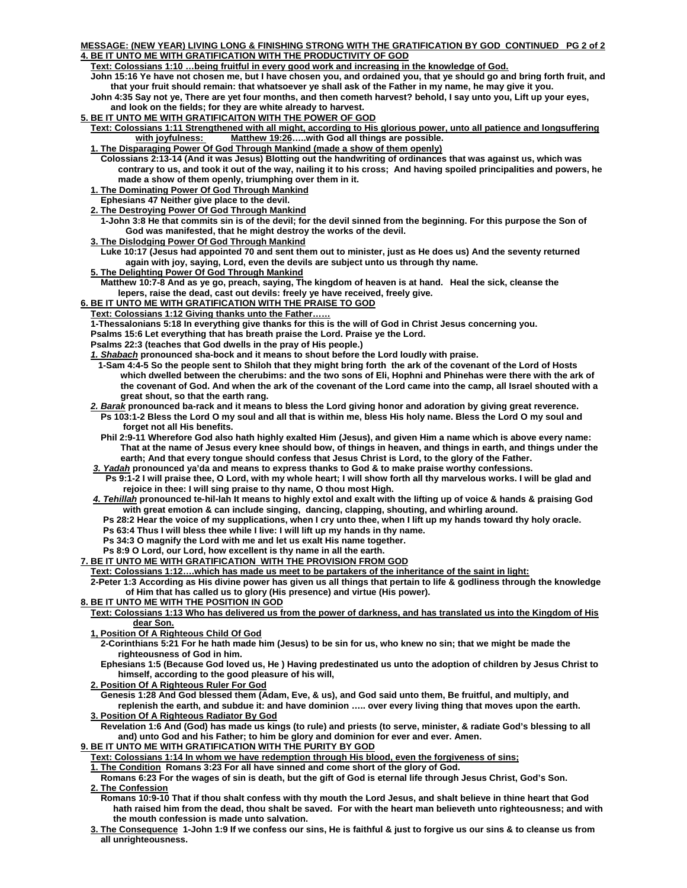**MESSAGE: (NEW YEAR) LIVING LONG & FINISHING STRONG WITH THE GRATIFICATION BY GOD CONTINUED PG 2 of 2**

**4. BE IT UNTO ME WITH GRATIFICATION WITH THE PRODUCTIVITY OF GOD**

**Text: Colossians 1:10 …being fruitful in every good work and increasing in the knowledge of God.**

**John 15:16 Ye have not chosen me, but I have chosen you, and ordained you, that ye should go and bring forth fruit, and that your fruit should remain: that whatsoever ye shall ask of the Father in my name, he may give it you.**

**John 4:35 Say not ye, There are yet four months, and then cometh harvest? behold, I say unto you, Lift up your eyes, and look on the fields; for they are white already to harvest.**

**5. BE IT UNTO ME WITH GRATIFICAITON WITH THE POWER OF GOD**

**Text: Colossians 1:11 Strengthened with all might, according to His glorious power, unto all patience and longsuffering with joyfulness: Matthew 19:26…..with God all things are possible.**

**1. The Disparaging Power Of God Through Mankind (made a show of them openly)**

**Colossians 2:13-14 (And it was Jesus) Blotting out the handwriting of ordinances that was against us, which was contrary to us, and took it out of the way, nailing it to his cross; And having spoiled principalities and powers, he made a show of them openly, triumphing over them in it.**

**1. The Dominating Power Of God Through Mankind**

**Ephesians 47 Neither give place to the devil.**

**2. The Destroying Power Of God Through Mankind**

**1-John 3:8 He that commits sin is of the devil; for the devil sinned from the beginning. For this purpose the Son of God was manifested, that he might destroy the works of the devil.**

**3. The Dislodging Power Of God Through Mankind**

**Luke 10:17 (Jesus had appointed 70 and sent them out to minister, just as He does us) And the seventy returned again with joy, saying, Lord, even the devils are subject unto us through thy name.**

**5. The Delighting Power Of God Through Mankind**

**Matthew 10:7-8 And as ye go, preach, saying, The kingdom of heaven is at hand. Heal the sick, cleanse the lepers, raise the dead, cast out devils: freely ye have received, freely give.**

**6. BE IT UNTO ME WITH GRATIFICATION WITH THE PRAISE TO GOD**

**Text: Colossians 1:12 Giving thanks unto the Father……**

**1-Thessalonians 5:18 In everything give thanks for this is the will of God in Christ Jesus concerning you.**

**Psalms 15:6 Let everything that has breath praise the Lord. Praise ye the Lord.**

**Psalms 22:3 (teaches that God dwells in the pray of His people.)**

***1. Shabach* pronounced sha-bock and it means to shout before the Lord loudly with praise.**

**1-Sam 4:4-5 So the people sent to Shiloh that they might bring forth the ark of the covenant of the Lord of Hosts which dwelled between the cherubims: and the two sons of Eli, Hophni and Phinehas were there with the ark of the covenant of God. And when the ark of the covenant of the Lord came into the camp, all Israel shouted with a great shout, so that the earth rang.**

***2. Barak* pronounced ba-rack and it means to bless the Lord giving honor and adoration by giving great reverence.**

**Ps 103:1-2 Bless the Lord O my soul and all that is within me, bless His holy name. Bless the Lord O my soul and forget not all His benefits.**

**Phil 2:9-11 Wherefore God also hath highly exalted Him (Jesus), and given Him a name which is above every name: That at the name of Jesus every knee should bow, of things in heaven, and things in earth, and things under the earth; And that every tongue should confess that Jesus Christ is Lord, to the glory of the Father.**

***3. Yadah* pronounced ya'da and means to express thanks to God & to make praise worthy confessions.**

**Ps 9:1-2 I will praise thee, O Lord, with my whole heart; I will show forth all thy marvelous works. I will be glad and rejoice in thee: I will sing praise to thy name, O thou most High.**

***4. Tehillah* pronounced te-hil-lah It means to highly extol and exalt with the lifting up of voice & hands & praising God with great emotion & can include singing, dancing, clapping, shouting, and whirling around.**

**Ps 28:2 Hear the voice of my supplications, when I cry unto thee, when I lift up my hands toward thy holy oracle.**

**Ps 63:4 Thus I will bless thee while I live: I will lift up my hands in thy name.**

**Ps 34:3 O magnify the Lord with me and let us exalt His name together.**

**Ps 8:9 O Lord, our Lord, how excellent is thy name in all the earth.**

**7. BE IT UNTO ME WITH GRATIFICATION WITH THE PROVISION FROM GOD**

**Text: Colossians 1:12….which has made us meet to be partakers of the inheritance of the saint in light:**

**2-Peter 1:3 According as His divine power has given us all things that pertain to life & godliness through the knowledge of Him that has called us to glory (His presence) and virtue (His power).**

**8. BE IT UNTO ME WITH THE POSITION IN GOD**

**Text: Colossians 1:13 Who has delivered us from the power of darkness, and has translated us into the Kingdom of His dear Son.**

**1, Position Of A Righteous Child Of God**

**2-Corinthians 5:21 For he hath made him (Jesus) to be sin for us, who knew no sin; that we might be made the righteousness of God in him.**

**Ephesians 1:5 (Because God loved us, He ) Having predestinated us unto the adoption of children by Jesus Christ to himself, according to the good pleasure of his will,**

**2. Position Of A Righteous Ruler For God**

**Genesis 1:28 And God blessed them (Adam, Eve, & us), and God said unto them, Be fruitful, and multiply, and replenish the earth, and subdue it: and have dominion ….. over every living thing that moves upon the earth.**

**3. Position Of A Righteous Radiator By God**

**Revelation 1:6 And (God) has made us kings (to rule) and priests (to serve, minister, & radiate God's blessing to all and) unto God and his Father; to him be glory and dominion for ever and ever. Amen.**

**9. BE IT UNTO ME WITH GRATIFICATION WITH THE PURITY BY GOD**

**Text: Colossians 1:14 In whom we have redemption through His blood, even the forgiveness of sins;**

**1. The Condition Romans 3:23 For all have sinned and come short of the glory of God.**

**Romans 6:23 For the wages of sin is death, but the gift of God is eternal life through Jesus Christ, God's Son.**

**2. The Confession**

**Romans 10:9-10 That if thou shalt confess with thy mouth the Lord Jesus, and shalt believe in thine heart that God hath raised him from the dead, thou shalt be saved. For with the heart man believeth unto righteousness; and with the mouth confession is made unto salvation.**

**3. The Consequence 1-John 1:9 If we confess our sins, He is faithful & just to forgive us our sins & to cleanse us from all unrighteousness.**